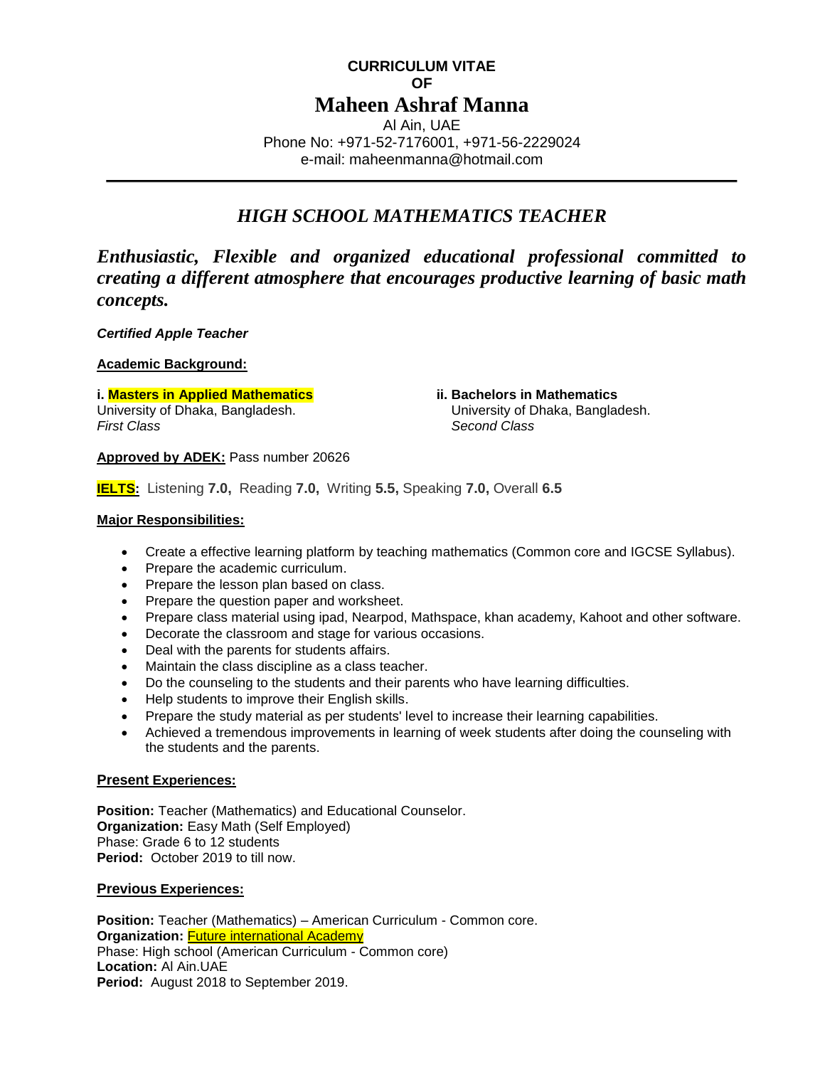**CURRICULUM VITAE**
**OF**

# Maheen Ashraf Manna

Al Ain, UAE
Phone No: +971-52-7176001, +971-56-2229024
e-mail: maheenmanna@hotmail.com

---

## *HIGH SCHOOL MATHEMATICS TEACHER*

***Enthusiastic, Flexible and organized educational professional committed to creating a different atmosphere that encourages productive learning of basic math concepts.***

***Certified Apple Teacher***

**Academic Background:**

**i. Masters in Applied Mathematics**
University of Dhaka, Bangladesh.
*First Class*

**ii. Bachelors in Mathematics**
University of Dhaka, Bangladesh.
*Second Class*

**Approved by ADEK:** Pass number 20626

**IELTS:** Listening **7.0,** Reading **7.0,** Writing **5.5,** Speaking **7.0,** Overall **6.5**

**Major Responsibilities:**

- Create a effective learning platform by teaching mathematics (Common core and IGCSE Syllabus).
- Prepare the academic curriculum.
- Prepare the lesson plan based on class.
- Prepare the question paper and worksheet.
- Prepare class material using ipad, Nearpod, Mathspace, khan academy, Kahoot and other software.
- Decorate the classroom and stage for various occasions.
- Deal with the parents for students affairs.
- Maintain the class discipline as a class teacher.
- Do the counseling to the students and their parents who have learning difficulties.
- Help students to improve their English skills.
- Prepare the study material as per students' level to increase their learning capabilities.
- Achieved a tremendous improvements in learning of week students after doing the counseling with the students and the parents.

**Present Experiences:**

**Position:** Teacher (Mathematics) and Educational Counselor.
**Organization:** Easy Math (Self Employed)
Phase: Grade 6 to 12 students
**Period:** October 2019 to till now.

**Previous Experiences:**

**Position:** Teacher (Mathematics) – American Curriculum - Common core.
**Organization:** Future international Academy
Phase: High school (American Curriculum - Common core)
**Location:** Al Ain.UAE
**Period:** August 2018 to September 2019.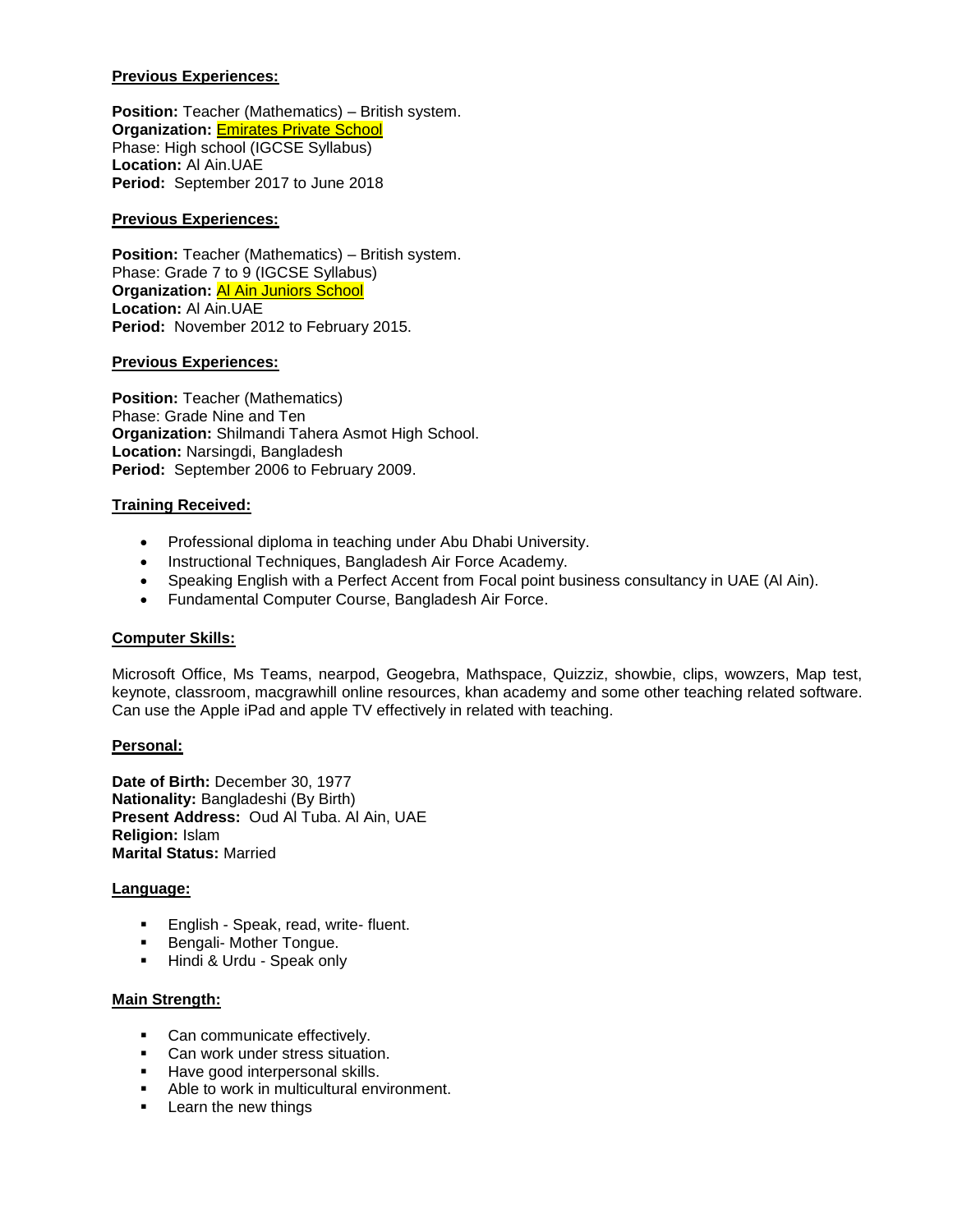**Previous Experiences:**

**Position:** Teacher (Mathematics) – British system.
**Organization:** Emirates Private School
Phase: High school (IGCSE Syllabus)
**Location:** Al Ain.UAE
**Period:** September 2017 to June 2018

**Previous Experiences:**

**Position:** Teacher (Mathematics) – British system.
Phase: Grade 7 to 9 (IGCSE Syllabus)
**Organization:** Al Ain Juniors School
**Location:** Al Ain.UAE
**Period:** November 2012 to February 2015.

**Previous Experiences:**

**Position:** Teacher (Mathematics)
Phase: Grade Nine and Ten
**Organization:** Shilmandi Tahera Asmot High School.
**Location:** Narsingdi, Bangladesh
**Period:** September 2006 to February 2009.

**Training Received:**

- Professional diploma in teaching under Abu Dhabi University.
- Instructional Techniques, Bangladesh Air Force Academy.
- Speaking English with a Perfect Accent from Focal point business consultancy in UAE (Al Ain).
- Fundamental Computer Course, Bangladesh Air Force.

**Computer Skills:**

Microsoft Office, Ms Teams, nearpod, Geogebra, Mathspace, Quizziz, showbie, clips, wowzers, Map test, keynote, classroom, macgrawhill online resources, khan academy and some other teaching related software. Can use the Apple iPad and apple TV effectively in related with teaching.

**Personal:**

**Date of Birth:** December 30, 1977
**Nationality:** Bangladeshi (By Birth)
**Present Address:** Oud Al Tuba. Al Ain, UAE
**Religion:** Islam
**Marital Status:** Married

**Language:**

- English - Speak, read, write- fluent.
- Bengali- Mother Tongue.
- Hindi & Urdu - Speak only

**Main Strength:**

- Can communicate effectively.
- Can work under stress situation.
- Have good interpersonal skills.
- Able to work in multicultural environment.
- Learn the new things